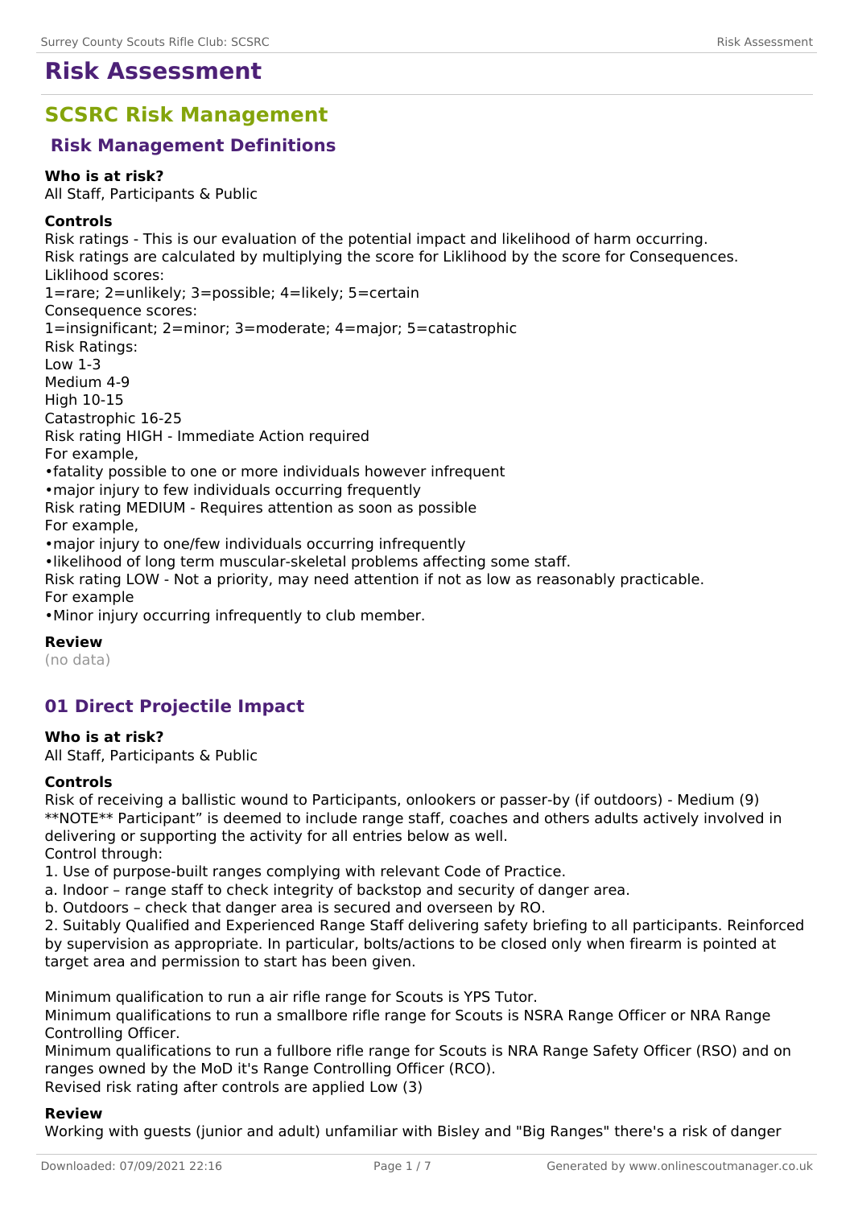# Risk Assessment

## SCSRC Risk Management

### Risk Management Definitions

**Who is at risk?**
All Staff, Participants & Public

**Controls**
Risk ratings - This is our evaluation of the potential impact and likelihood of harm occurring.
Risk ratings are calculated by multiplying the score for Liklihood by the score for Consequences.
Liklihood scores:
1=rare; 2=unlikely; 3=possible; 4=likely; 5=certain
Consequence scores:
1=insignificant; 2=minor; 3=moderate; 4=major; 5=catastrophic
Risk Ratings:
Low 1-3
Medium 4-9
High 10-15
Catastrophic 16-25
Risk rating HIGH - Immediate Action required
For example,
•fatality possible to one or more individuals however infrequent
•major injury to few individuals occurring frequently
Risk rating MEDIUM - Requires attention as soon as possible
For example,
•major injury to one/few individuals occurring infrequently
•likelihood of long term muscular-skeletal problems affecting some staff.
Risk rating LOW - Not a priority, may need attention if not as low as reasonably practicable.
For example
•Minor injury occurring infrequently to club member.

**Review**
(no data)

### 01 Direct Projectile Impact

**Who is at risk?**
All Staff, Participants & Public

**Controls**
Risk of receiving a ballistic wound to Participants, onlookers or passer-by (if outdoors) - Medium (9)
**NOTE** Participant" is deemed to include range staff, coaches and others adults actively involved in delivering or supporting the activity for all entries below as well.
Control through:
1. Use of purpose-built ranges complying with relevant Code of Practice.
a. Indoor – range staff to check integrity of backstop and security of danger area.
b. Outdoors – check that danger area is secured and overseen by RO.
2. Suitably Qualified and Experienced Range Staff delivering safety briefing to all participants. Reinforced by supervision as appropriate. In particular, bolts/actions to be closed only when firearm is pointed at target area and permission to start has been given.

Minimum qualification to run a air rifle range for Scouts is YPS Tutor.
Minimum qualifications to run a smallbore rifle range for Scouts is NSRA Range Officer or NRA Range Controlling Officer.
Minimum qualifications to run a fullbore rifle range for Scouts is NRA Range Safety Officer (RSO) and on ranges owned by the MoD it's Range Controlling Officer (RCO).
Revised risk rating after controls are applied Low (3)

**Review**
Working with guests (junior and adult) unfamiliar with Bisley and "Big Ranges" there's a risk of danger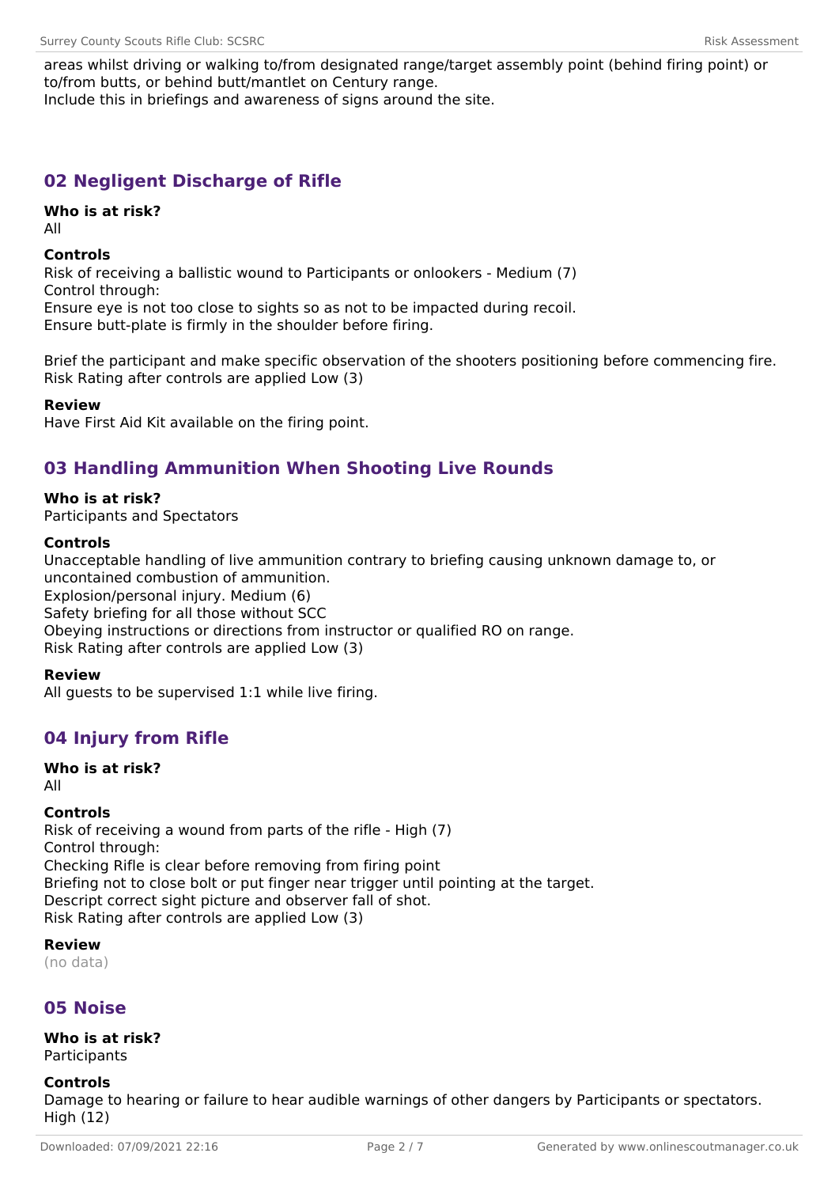areas whilst driving or walking to/from designated range/target assembly point (behind firing point) or to/from butts, or behind butt/mantlet on Century range.
Include this in briefings and awareness of signs around the site.

## 02 Negligent Discharge of Rifle

**Who is at risk?**
All

**Controls**
Risk of receiving a ballistic wound to Participants or onlookers - Medium (7)
Control through:
Ensure eye is not too close to sights so as not to be impacted during recoil.
Ensure butt-plate is firmly in the shoulder before firing.

Brief the participant and make specific observation of the shooters positioning before commencing fire.
Risk Rating after controls are applied Low (3)

**Review**
Have First Aid Kit available on the firing point.

## 03 Handling Ammunition When Shooting Live Rounds

**Who is at risk?**
Participants and Spectators

**Controls**
Unacceptable handling of live ammunition contrary to briefing causing unknown damage to, or uncontained combustion of ammunition.
Explosion/personal injury. Medium (6)
Safety briefing for all those without SCC
Obeying instructions or directions from instructor or qualified RO on range.
Risk Rating after controls are applied Low (3)

**Review**
All guests to be supervised 1:1 while live firing.

## 04 Injury from Rifle

**Who is at risk?**
All

**Controls**
Risk of receiving a wound from parts of the rifle - High (7)
Control through:
Checking Rifle is clear before removing from firing point
Briefing not to close bolt or put finger near trigger until pointing at the target.
Descript correct sight picture and observer fall of shot.
Risk Rating after controls are applied Low (3)

**Review**
(no data)

## 05 Noise

**Who is at risk?**
Participants

**Controls**
Damage to hearing or failure to hear audible warnings of other dangers by Participants or spectators.
High (12)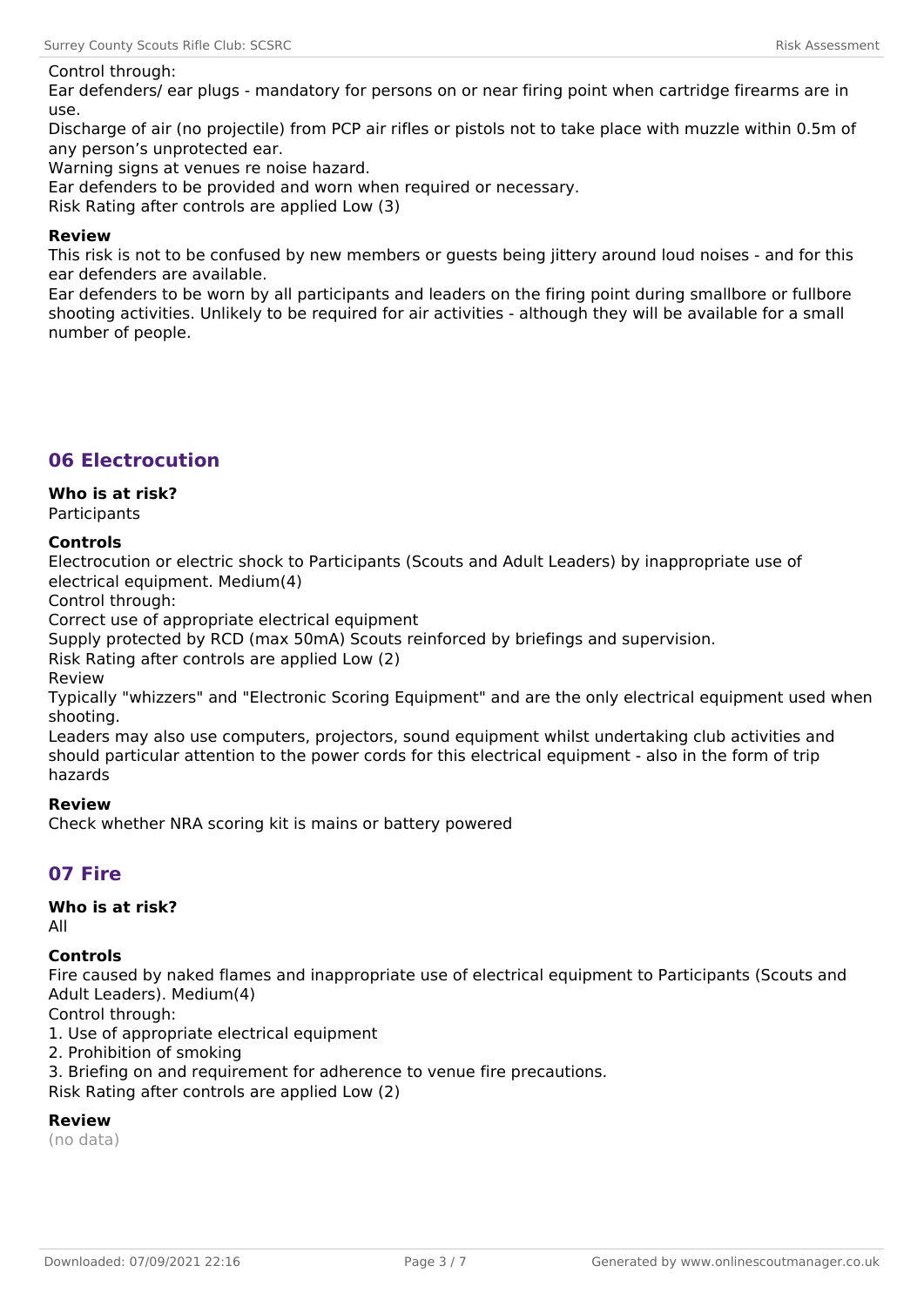Control through:
Ear defenders/ ear plugs - mandatory for persons on or near firing point when cartridge firearms are in use.
Discharge of air (no projectile) from PCP air rifles or pistols not to take place with muzzle within 0.5m of any person's unprotected ear.
Warning signs at venues re noise hazard.
Ear defenders to be provided and worn when required or necessary.
Risk Rating after controls are applied Low (3)

**Review**
This risk is not to be confused by new members or guests being jittery around loud noises - and for this ear defenders are available.
Ear defenders to be worn by all participants and leaders on the firing point during smallbore or fullbore shooting activities. Unlikely to be required for air activities - although they will be available for a small number of people.

## 06 Electrocution

**Who is at risk?**
Participants

**Controls**
Electrocution or electric shock to Participants (Scouts and Adult Leaders) by inappropriate use of electrical equipment. Medium(4)
Control through:
Correct use of appropriate electrical equipment
Supply protected by RCD (max 50mA) Scouts reinforced by briefings and supervision.
Risk Rating after controls are applied Low (2)
Review
Typically "whizzers" and "Electronic Scoring Equipment" and are the only electrical equipment used when shooting.
Leaders may also use computers, projectors, sound equipment whilst undertaking club activities and should particular attention to the power cords for this electrical equipment - also in the form of trip hazards

**Review**
Check whether NRA scoring kit is mains or battery powered

## 07 Fire

**Who is at risk?**
All

**Controls**
Fire caused by naked flames and inappropriate use of electrical equipment to Participants (Scouts and Adult Leaders). Medium(4)
Control through:
1. Use of appropriate electrical equipment
2. Prohibition of smoking
3. Briefing on and requirement for adherence to venue fire precautions.
Risk Rating after controls are applied Low (2)

**Review**
(no data)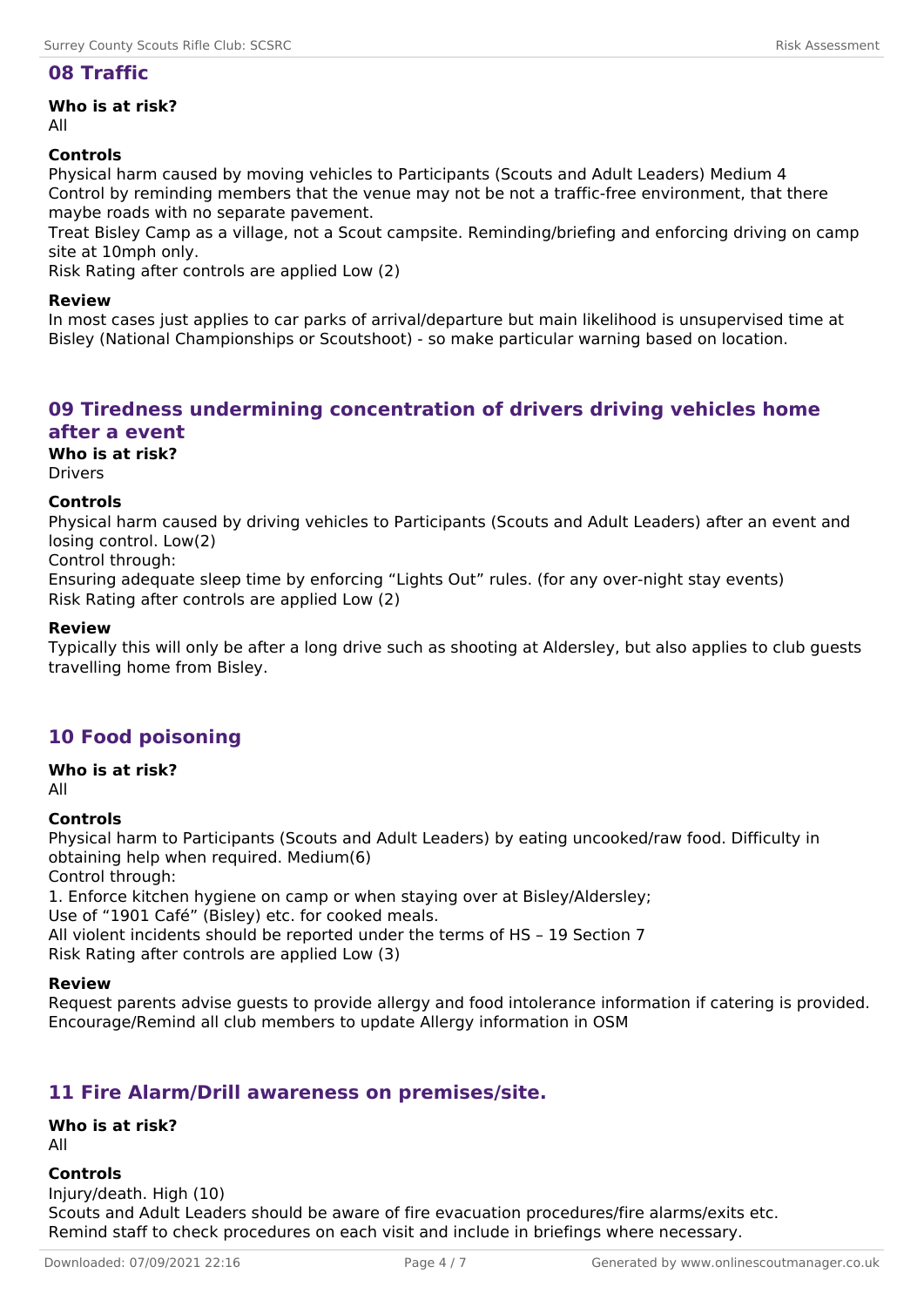## 08 Traffic

**Who is at risk?**
All

**Controls**
Physical harm caused by moving vehicles to Participants (Scouts and Adult Leaders) Medium 4
Control by reminding members that the venue may not be not a traffic-free environment, that there maybe roads with no separate pavement.
Treat Bisley Camp as a village, not a Scout campsite. Reminding/briefing and enforcing driving on camp site at 10mph only.
Risk Rating after controls are applied Low (2)

**Review**
In most cases just applies to car parks of arrival/departure but main likelihood is unsupervised time at Bisley (National Championships or Scoutshoot) - so make particular warning based on location.

## 09 Tiredness undermining concentration of drivers driving vehicles home after a event

**Who is at risk?**
Drivers

**Controls**
Physical harm caused by driving vehicles to Participants (Scouts and Adult Leaders) after an event and losing control. Low(2)
Control through:
Ensuring adequate sleep time by enforcing "Lights Out" rules. (for any over-night stay events)
Risk Rating after controls are applied Low (2)

**Review**
Typically this will only be after a long drive such as shooting at Aldersley, but also applies to club guests travelling home from Bisley.

## 10 Food poisoning

**Who is at risk?**
All

**Controls**
Physical harm to Participants (Scouts and Adult Leaders) by eating uncooked/raw food. Difficulty in obtaining help when required. Medium(6)
Control through:
1. Enforce kitchen hygiene on camp or when staying over at Bisley/Aldersley;
Use of "1901 Café" (Bisley) etc. for cooked meals.
All violent incidents should be reported under the terms of HS – 19 Section 7
Risk Rating after controls are applied Low (3)

**Review**
Request parents advise guests to provide allergy and food intolerance information if catering is provided.
Encourage/Remind all club members to update Allergy information in OSM

## 11 Fire Alarm/Drill awareness on premises/site.

**Who is at risk?**
All

**Controls**
Injury/death. High (10)
Scouts and Adult Leaders should be aware of fire evacuation procedures/fire alarms/exits etc.
Remind staff to check procedures on each visit and include in briefings where necessary.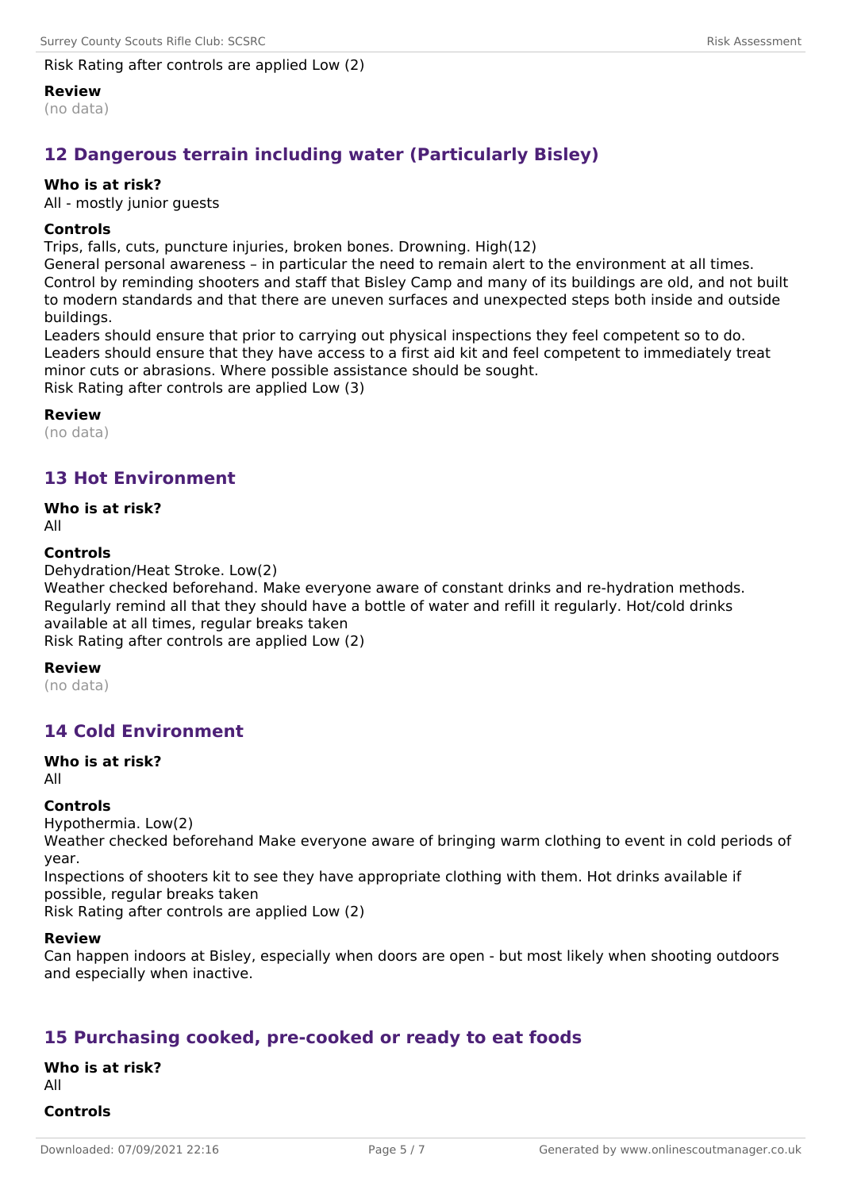Risk Rating after controls are applied Low (2)

**Review**

(no data)

## 12 Dangerous terrain including water (Particularly Bisley)

**Who is at risk?**

All - mostly junior guests

**Controls**

Trips, falls, cuts, puncture injuries, broken bones. Drowning. High(12)
General personal awareness – in particular the need to remain alert to the environment at all times. Control by reminding shooters and staff that Bisley Camp and many of its buildings are old, and not built to modern standards and that there are uneven surfaces and unexpected steps both inside and outside buildings.
Leaders should ensure that prior to carrying out physical inspections they feel competent so to do. Leaders should ensure that they have access to a first aid kit and feel competent to immediately treat minor cuts or abrasions. Where possible assistance should be sought.
Risk Rating after controls are applied Low (3)

**Review**

(no data)

## 13 Hot Environment

**Who is at risk?**

All

**Controls**

Dehydration/Heat Stroke. Low(2)
Weather checked beforehand. Make everyone aware of constant drinks and re-hydration methods. Regularly remind all that they should have a bottle of water and refill it regularly. Hot/cold drinks available at all times, regular breaks taken
Risk Rating after controls are applied Low (2)

**Review**

(no data)

## 14 Cold Environment

**Who is at risk?**

All

**Controls**

Hypothermia. Low(2)
Weather checked beforehand Make everyone aware of bringing warm clothing to event in cold periods of year.
Inspections of shooters kit to see they have appropriate clothing with them. Hot drinks available if possible, regular breaks taken
Risk Rating after controls are applied Low (2)

**Review**

Can happen indoors at Bisley, especially when doors are open - but most likely when shooting outdoors and especially when inactive.

## 15 Purchasing cooked, pre-cooked or ready to eat foods

**Who is at risk?**

All

**Controls**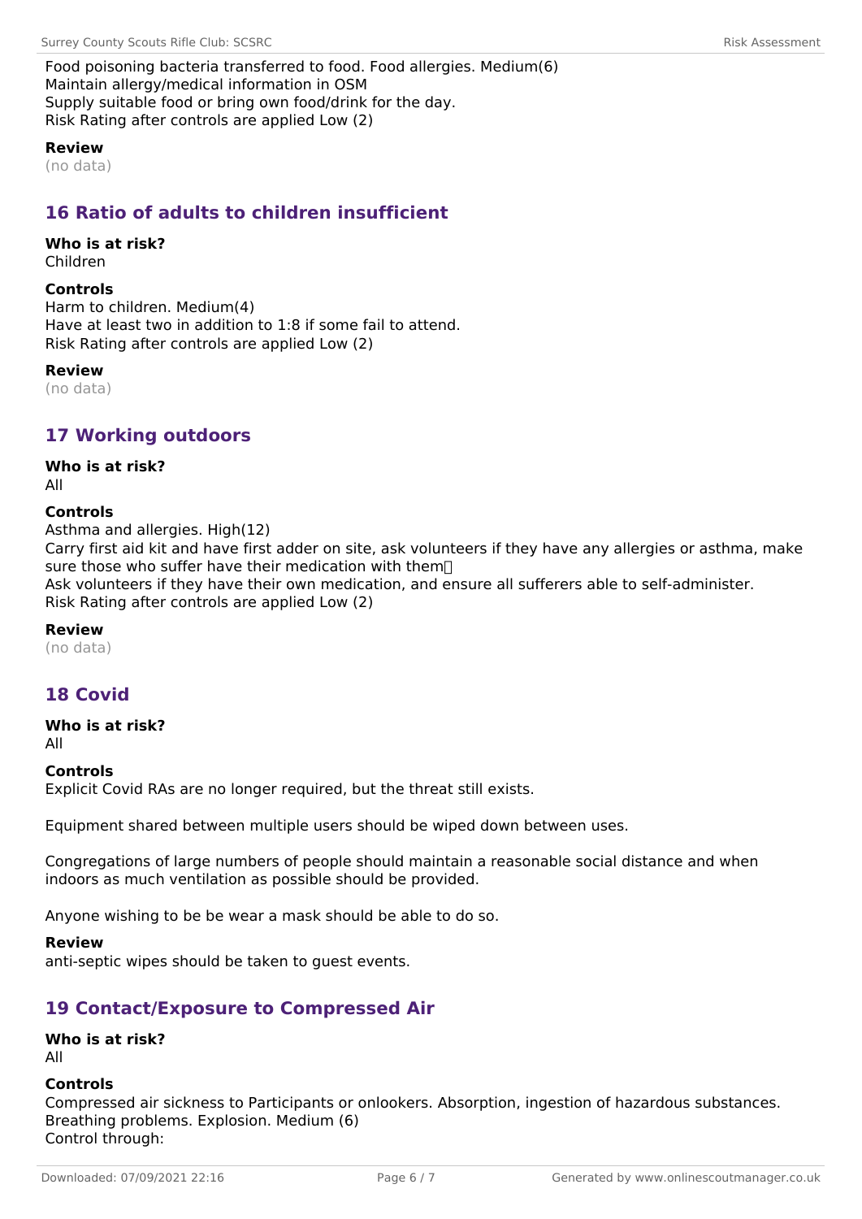Food poisoning bacteria transferred to food. Food allergies. Medium(6)
Maintain allergy/medical information in OSM
Supply suitable food or bring own food/drink for the day.
Risk Rating after controls are applied Low (2)

**Review**
(no data)

## 16 Ratio of adults to children insufficient

**Who is at risk?**
Children

**Controls**
Harm to children. Medium(4)
Have at least two in addition to 1:8 if some fail to attend.
Risk Rating after controls are applied Low (2)

**Review**
(no data)

## 17 Working outdoors

**Who is at risk?**
All

**Controls**
Asthma and allergies. High(12)
Carry first aid kit and have first adder on site, ask volunteers if they have any allergies or asthma, make sure those who suffer have their medication with them
Ask volunteers if they have their own medication, and ensure all sufferers able to self-administer.
Risk Rating after controls are applied Low (2)

**Review**
(no data)

## 18 Covid

**Who is at risk?**
All

**Controls**
Explicit Covid RAs are no longer required, but the threat still exists.

Equipment shared between multiple users should be wiped down between uses.

Congregations of large numbers of people should maintain a reasonable social distance and when indoors as much ventilation as possible should be provided.

Anyone wishing to be be wear a mask should be able to do so.

**Review**
anti-septic wipes should be taken to guest events.

## 19 Contact/Exposure to Compressed Air

**Who is at risk?**
All

**Controls**
Compressed air sickness to Participants or onlookers. Absorption, ingestion of hazardous substances. Breathing problems. Explosion. Medium (6)
Control through: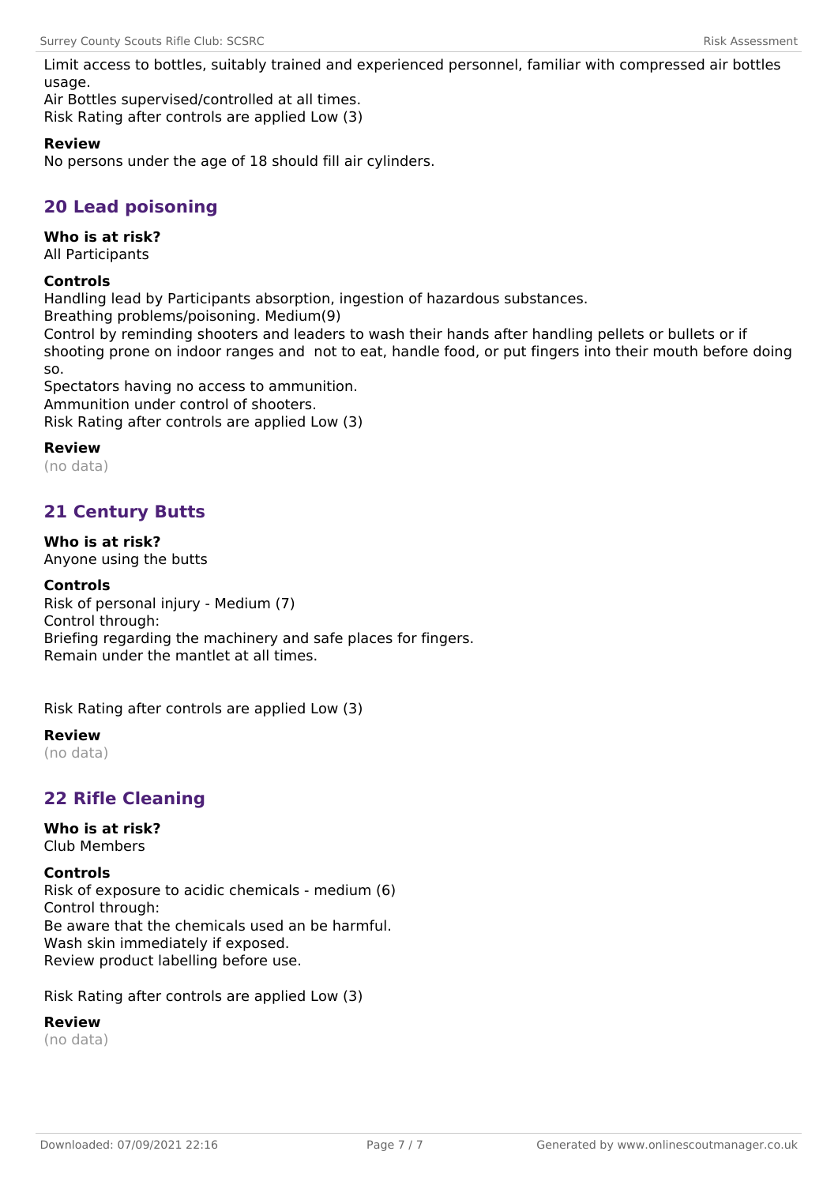Limit access to bottles, suitably trained and experienced personnel, familiar with compressed air bottles usage.
Air Bottles supervised/controlled at all times.
Risk Rating after controls are applied Low (3)

**Review**
No persons under the age of 18 should fill air cylinders.

## 20 Lead poisoning

**Who is at risk?**
All Participants

**Controls**
Handling lead by Participants absorption, ingestion of hazardous substances.
Breathing problems/poisoning. Medium(9)
Control by reminding shooters and leaders to wash their hands after handling pellets or bullets or if shooting prone on indoor ranges and not to eat, handle food, or put fingers into their mouth before doing so.
Spectators having no access to ammunition.
Ammunition under control of shooters.
Risk Rating after controls are applied Low (3)

**Review**
(no data)

## 21 Century Butts

**Who is at risk?**
Anyone using the butts

**Controls**
Risk of personal injury - Medium (7)
Control through:
Briefing regarding the machinery and safe places for fingers.
Remain under the mantlet at all times.

Risk Rating after controls are applied Low (3)

**Review**
(no data)

## 22 Rifle Cleaning

**Who is at risk?**
Club Members

**Controls**
Risk of exposure to acidic chemicals - medium (6)
Control through:
Be aware that the chemicals used an be harmful.
Wash skin immediately if exposed.
Review product labelling before use.

Risk Rating after controls are applied Low (3)

**Review**
(no data)